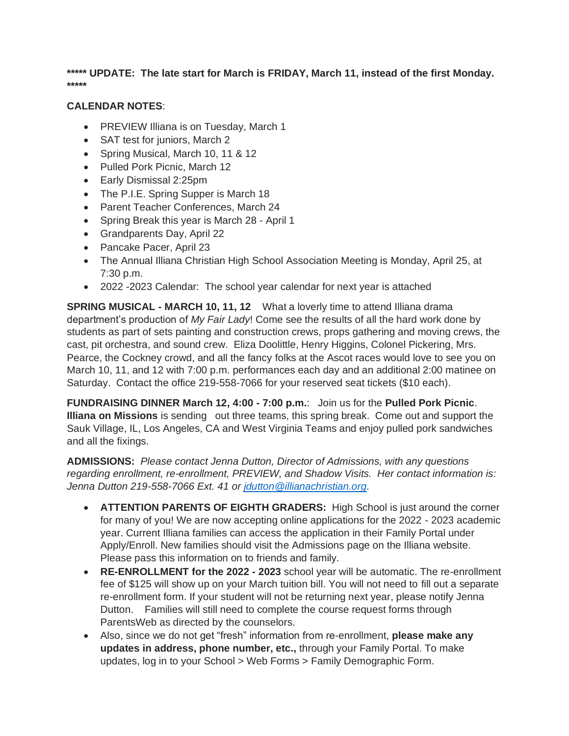**\*\*\*\*\* UPDATE: The late start for March is FRIDAY, March 11, instead of the first Monday. \*\*\*\*\***

**CALENDAR NOTES**:

- PREVIEW Illiana is on Tuesday, March 1
- SAT test for juniors, March 2
- Spring Musical, March 10, 11 & 12
- Pulled Pork Picnic, March 12
- Early Dismissal 2:25pm
- The P.I.E. Spring Supper is March 18
- Parent Teacher Conferences, March 24
- Spring Break this year is March 28 - April 1
- Grandparents Day, April 22
- Pancake Pacer, April 23
- The Annual Illiana Christian High School Association Meeting is Monday, April 25, at 7:30 p.m.
- 2022 -2023 Calendar: The school year calendar for next year is attached

**SPRING MUSICAL - MARCH 10, 11, 12** What a loverly time to attend Illiana drama department's production of *My Fair Lady*! Come see the results of all the hard work done by students as part of sets painting and construction crews, props gathering and moving crews, the cast, pit orchestra, and sound crew. Eliza Doolittle, Henry Higgins, Colonel Pickering, Mrs. Pearce, the Cockney crowd, and all the fancy folks at the Ascot races would love to see you on March 10, 11, and 12 with 7:00 p.m. performances each day and an additional 2:00 matinee on Saturday. Contact the office 219-558-7066 for your reserved seat tickets ($10 each).

**FUNDRAISING DINNER March 12, 4:00 - 7:00 p.m.**: Join us for the **Pulled Pork Picnic**. **Illiana on Missions** is sending out three teams, this spring break. Come out and support the Sauk Village, IL, Los Angeles, CA and West Virginia Teams and enjoy pulled pork sandwiches and all the fixings.

**ADMISSIONS:** *Please contact Jenna Dutton, Director of Admissions, with any questions regarding enrollment, re-enrollment, PREVIEW, and Shadow Visits. Her contact information is: Jenna Dutton 219-558-7066 Ext. 41 or jdutton@illianachristian.org.*

- **ATTENTION PARENTS OF EIGHTH GRADERS:** High School is just around the corner for many of you! We are now accepting online applications for the 2022 - 2023 academic year. Current Illiana families can access the application in their Family Portal under Apply/Enroll. New families should visit the Admissions page on the Illiana website. Please pass this information on to friends and family.
- **RE-ENROLLMENT for the 2022 - 2023** school year will be automatic. The re-enrollment fee of $125 will show up on your March tuition bill. You will not need to fill out a separate re-enrollment form. If your student will not be returning next year, please notify Jenna Dutton. Families will still need to complete the course request forms through ParentsWeb as directed by the counselors.
- Also, since we do not get "fresh" information from re-enrollment, **please make any updates in address, phone number, etc.,** through your Family Portal. To make updates, log in to your School > Web Forms > Family Demographic Form.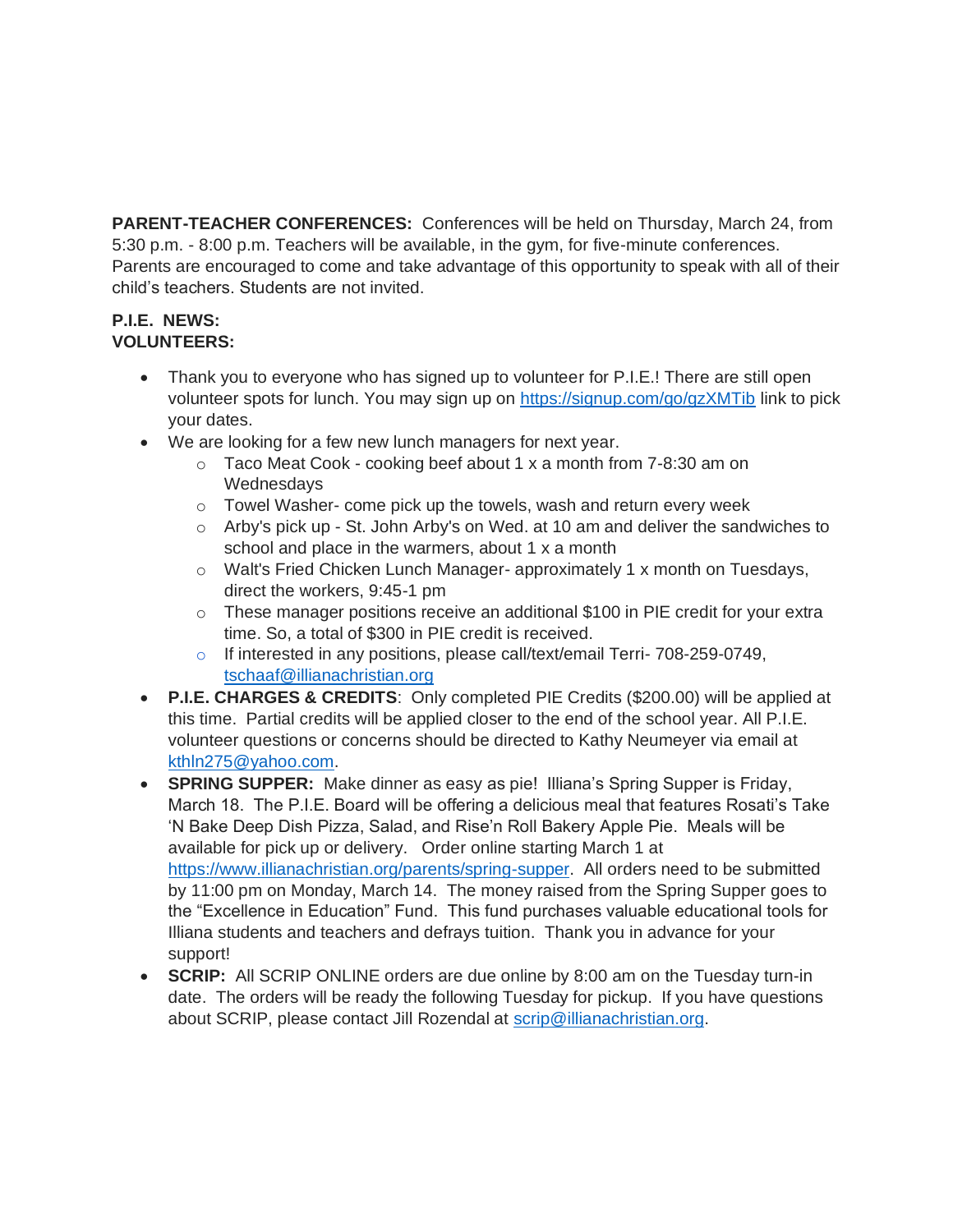**PARENT-TEACHER CONFERENCES:** Conferences will be held on Thursday, March 24, from 5:30 p.m. - 8:00 p.m. Teachers will be available, in the gym, for five-minute conferences. Parents are encouraged to come and take advantage of this opportunity to speak with all of their child's teachers. Students are not invited.

**P.I.E. NEWS:**
**VOLUNTEERS:**

- Thank you to everyone who has signed up to volunteer for P.I.E.! There are still open volunteer spots for lunch. You may sign up on https://signup.com/go/gzXMTib link to pick your dates.
- We are looking for a few new lunch managers for next year.
  - Taco Meat Cook - cooking beef about 1 x a month from 7-8:30 am on Wednesdays
  - Towel Washer- come pick up the towels, wash and return every week
  - Arby's pick up - St. John Arby's on Wed. at 10 am and deliver the sandwiches to school and place in the warmers, about 1 x a month
  - Walt's Fried Chicken Lunch Manager- approximately 1 x month on Tuesdays, direct the workers, 9:45-1 pm
  - These manager positions receive an additional $100 in PIE credit for your extra time. So, a total of $300 in PIE credit is received.
  - If interested in any positions, please call/text/email Terri- 708-259-0749, tschaaf@illianachristian.org
- **P.I.E. CHARGES & CREDITS**: Only completed PIE Credits ($200.00) will be applied at this time. Partial credits will be applied closer to the end of the school year. All P.I.E. volunteer questions or concerns should be directed to Kathy Neumeyer via email at kthln275@yahoo.com.
- **SPRING SUPPER:** Make dinner as easy as pie! Illiana's Spring Supper is Friday, March 18. The P.I.E. Board will be offering a delicious meal that features Rosati's Take 'N Bake Deep Dish Pizza, Salad, and Rise'n Roll Bakery Apple Pie. Meals will be available for pick up or delivery. Order online starting March 1 at https://www.illianachristian.org/parents/spring-supper. All orders need to be submitted by 11:00 pm on Monday, March 14. The money raised from the Spring Supper goes to the "Excellence in Education" Fund. This fund purchases valuable educational tools for Illiana students and teachers and defrays tuition. Thank you in advance for your support!
- **SCRIP:** All SCRIP ONLINE orders are due online by 8:00 am on the Tuesday turn-in date. The orders will be ready the following Tuesday for pickup. If you have questions about SCRIP, please contact Jill Rozendal at scrip@illianachristian.org.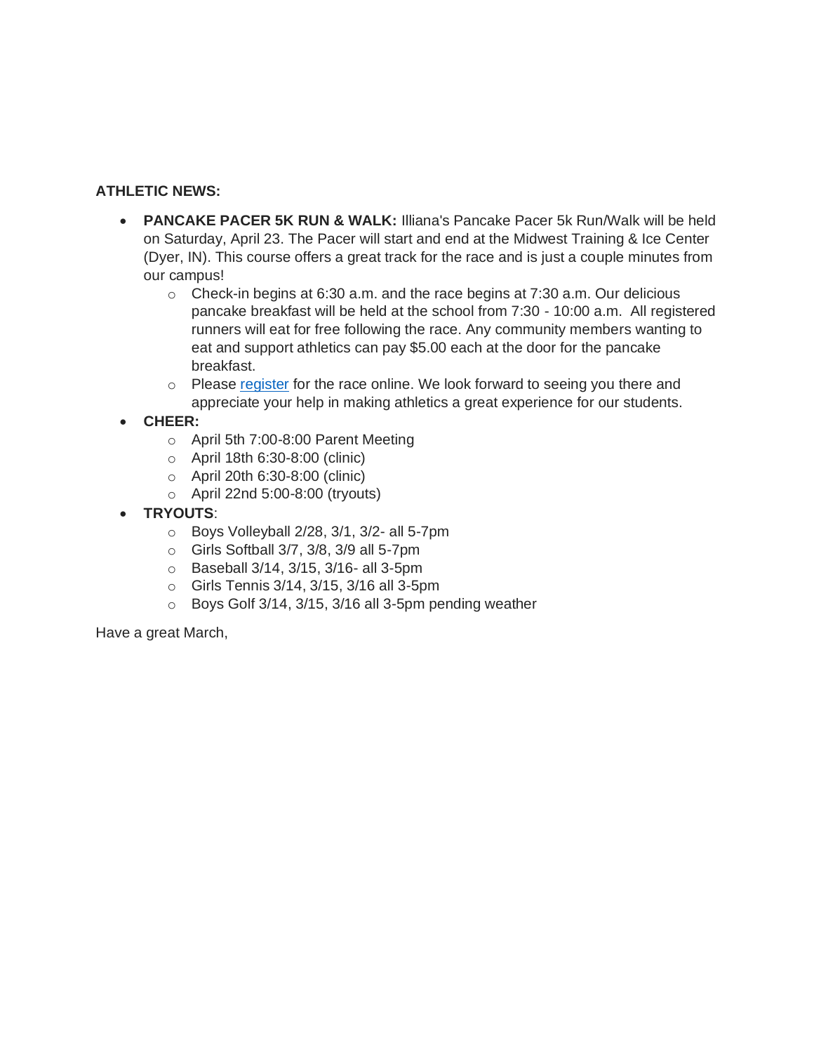**ATHLETIC NEWS:**

- **PANCAKE PACER 5K RUN & WALK:** Illiana's Pancake Pacer 5k Run/Walk will be held on Saturday, April 23. The Pacer will start and end at the Midwest Training & Ice Center (Dyer, IN). This course offers a great track for the race and is just a couple minutes from our campus!
  - Check-in begins at 6:30 a.m. and the race begins at 7:30 a.m. Our delicious pancake breakfast will be held at the school from 7:30 - 10:00 a.m. All registered runners will eat for free following the race. Any community members wanting to eat and support athletics can pay $5.00 each at the door for the pancake breakfast.
  - Please register for the race online. We look forward to seeing you there and appreciate your help in making athletics a great experience for our students.
- **CHEER:**
  - April 5th 7:00-8:00 Parent Meeting
  - April 18th 6:30-8:00 (clinic)
  - April 20th 6:30-8:00 (clinic)
  - April 22nd 5:00-8:00 (tryouts)
- **TRYOUTS**:
  - Boys Volleyball 2/28, 3/1, 3/2- all 5-7pm
  - Girls Softball 3/7, 3/8, 3/9 all 5-7pm
  - Baseball 3/14, 3/15, 3/16- all 3-5pm
  - Girls Tennis 3/14, 3/15, 3/16 all 3-5pm
  - Boys Golf 3/14, 3/15, 3/16 all 3-5pm pending weather

Have a great March,